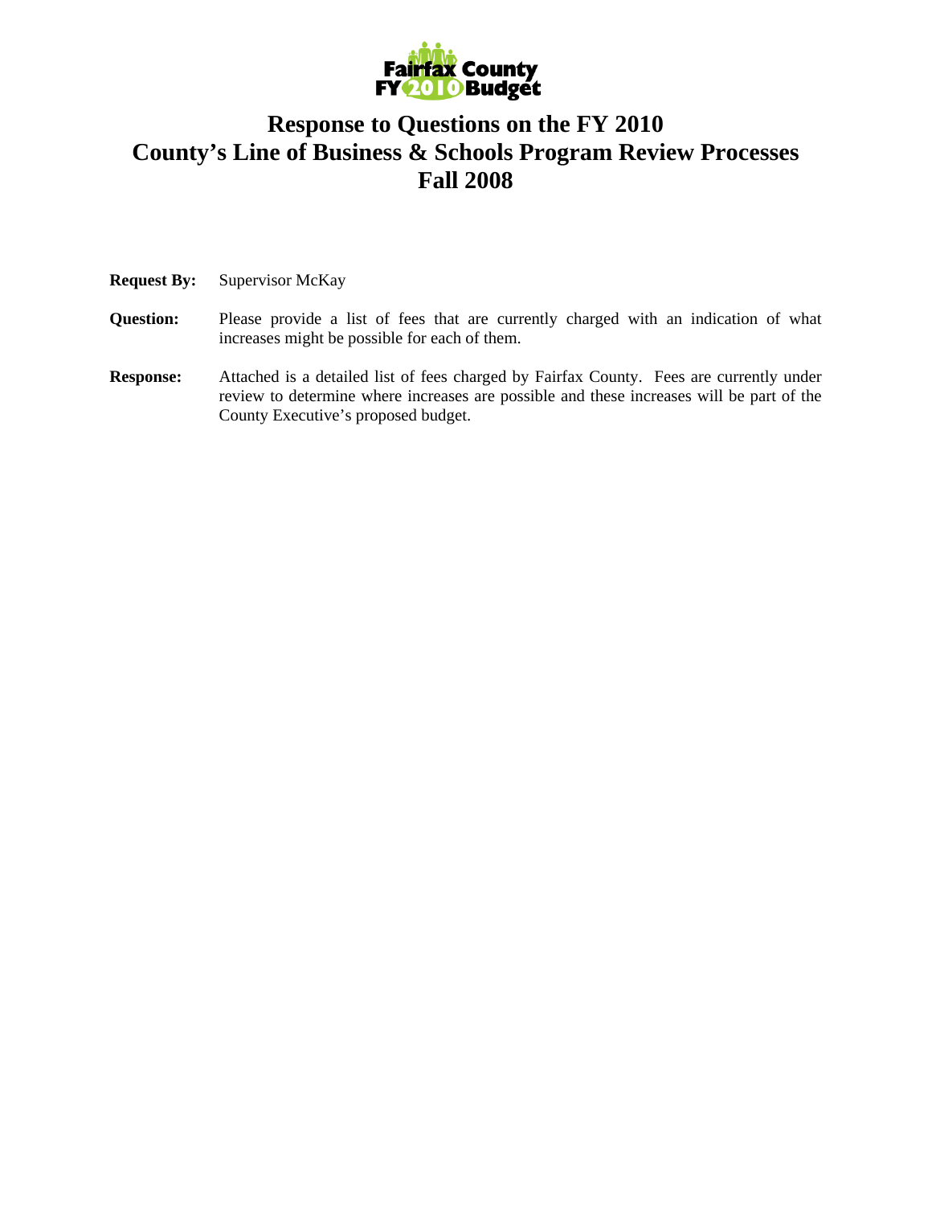# Response to Questions on the FY 2010 County's Line of Business & Schools Program Review Processes Fall 2008

**Request By:** Supervisor McKay

**Question:** Please provide a list of fees that are currently charged with an indication of what increases might be possible for each of them.

**Response:** Attached is a detailed list of fees charged by Fairfax County. Fees are currently under review to determine where increases are possible and these increases will be part of the County Executive's proposed budget.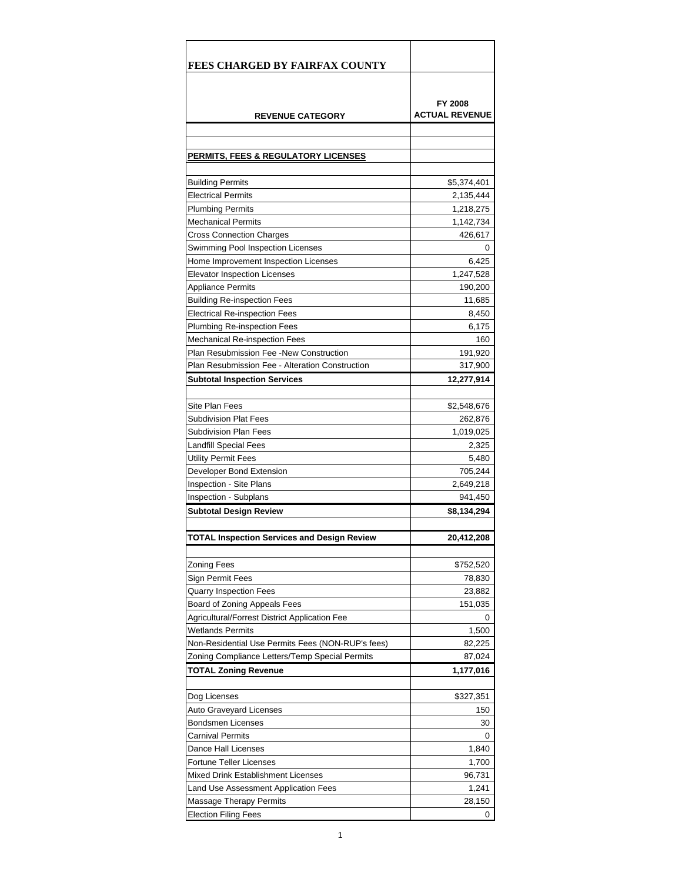| FEES CHARGED BY FAIRFAX COUNTY | |
|---|---|
| **REVENUE CATEGORY** | **FY 2008 ACTUAL REVENUE** |
| | |
| **PERMITS, FEES & REGULATORY LICENSES** | |
| | |
| Building Permits | $5,374,401 |
| Electrical Permits | 2,135,444 |
| Plumbing Permits | 1,218,275 |
| Mechanical Permits | 1,142,734 |
| Cross Connection Charges | 426,617 |
| Swimming Pool Inspection Licenses | 0 |
| Home Improvement Inspection Licenses | 6,425 |
| Elevator Inspection Licenses | 1,247,528 |
| Appliance Permits | 190,200 |
| Building Re-inspection Fees | 11,685 |
| Electrical Re-inspection Fees | 8,450 |
| Plumbing Re-inspection Fees | 6,175 |
| Mechanical Re-inspection Fees | 160 |
| Plan Resubmission Fee -New Construction | 191,920 |
| Plan Resubmission Fee - Alteration Construction | 317,900 |
| **Subtotal Inspection Services** | **12,277,914** |
| | |
| Site Plan Fees | $2,548,676 |
| Subdivision Plat Fees | 262,876 |
| Subdivision Plan Fees | 1,019,025 |
| Landfill Special Fees | 2,325 |
| Utility Permit Fees | 5,480 |
| Developer Bond Extension | 705,244 |
| Inspection - Site Plans | 2,649,218 |
| Inspection - Subplans | 941,450 |
| **Subtotal Design Review** | **$8,134,294** |
| | |
| **TOTAL Inspection Services and Design Review** | **20,412,208** |
| | |
| Zoning Fees | $752,520 |
| Sign Permit Fees | 78,830 |
| Quarry Inspection Fees | 23,882 |
| Board of Zoning Appeals Fees | 151,035 |
| Agricultural/Forrest District Application Fee | 0 |
| Wetlands Permits | 1,500 |
| Non-Residential Use Permits Fees (NON-RUP's fees) | 82,225 |
| Zoning Compliance Letters/Temp Special Permits | 87,024 |
| **TOTAL Zoning Revenue** | **1,177,016** |
| | |
| Dog Licenses | $327,351 |
| Auto Graveyard Licenses | 150 |
| Bondsmen Licenses | 30 |
| Carnival Permits | 0 |
| Dance Hall Licenses | 1,840 |
| Fortune Teller Licenses | 1,700 |
| Mixed Drink Establishment Licenses | 96,731 |
| Land Use Assessment Application Fees | 1,241 |
| Massage Therapy Permits | 28,150 |
| Election Filing Fees | 0 |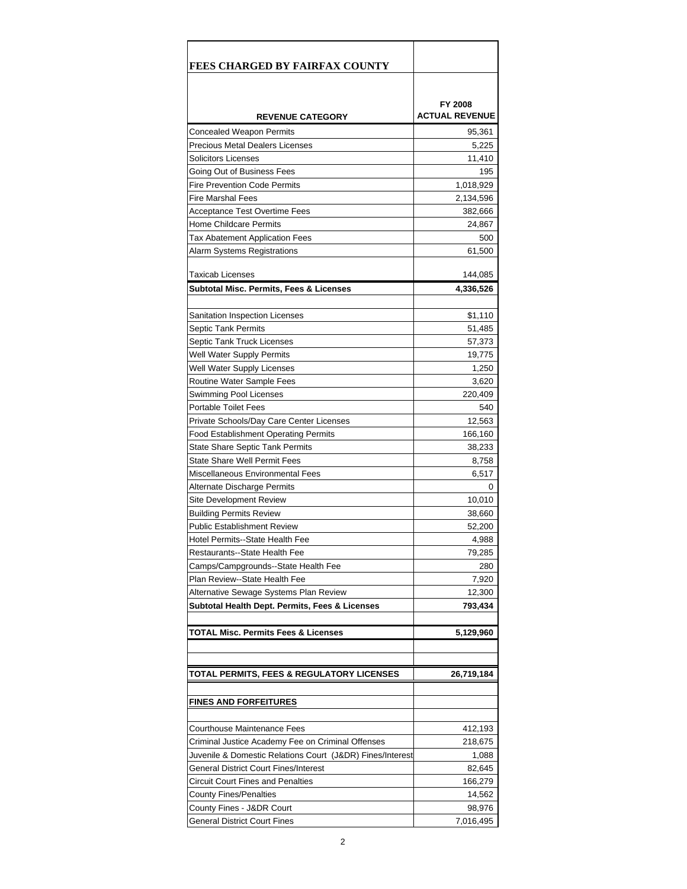# FEES CHARGED BY FAIRFAX COUNTY

| REVENUE CATEGORY | FY 2008 ACTUAL REVENUE |
|---|---|
| Concealed Weapon Permits | 95,361 |
| Precious Metal Dealers Licenses | 5,225 |
| Solicitors Licenses | 11,410 |
| Going Out of Business Fees | 195 |
| Fire Prevention Code Permits | 1,018,929 |
| Fire Marshal Fees | 2,134,596 |
| Acceptance Test Overtime Fees | 382,666 |
| Home Childcare Permits | 24,867 |
| Tax Abatement Application Fees | 500 |
| Alarm Systems Registrations | 61,500 |
| Taxicab Licenses | 144,085 |
| **Subtotal Misc. Permits, Fees & Licenses** | **4,336,526** |
| | |
| Sanitation Inspection Licenses | $1,110 |
| Septic Tank Permits | 51,485 |
| Septic Tank Truck Licenses | 57,373 |
| Well Water Supply Permits | 19,775 |
| Well Water Supply Licenses | 1,250 |
| Routine Water Sample Fees | 3,620 |
| Swimming Pool Licenses | 220,409 |
| Portable Toilet Fees | 540 |
| Private Schools/Day Care Center Licenses | 12,563 |
| Food Establishment Operating Permits | 166,160 |
| State Share Septic Tank Permits | 38,233 |
| State Share Well Permit Fees | 8,758 |
| Miscellaneous Environmental Fees | 6,517 |
| Alternate Discharge Permits | 0 |
| Site Development Review | 10,010 |
| Building Permits Review | 38,660 |
| Public Establishment Review | 52,200 |
| Hotel Permits--State Health Fee | 4,988 |
| Restaurants--State Health Fee | 79,285 |
| Camps/Campgrounds--State Health Fee | 280 |
| Plan Review--State Health Fee | 7,920 |
| Alternative Sewage Systems Plan Review | 12,300 |
| **Subtotal Health Dept. Permits, Fees & Licenses** | **793,434** |
| | |
| **TOTAL Misc. Permits Fees & Licenses** | **5,129,960** |
| | |
| **TOTAL PERMITS, FEES & REGULATORY LICENSES** | **26,719,184** |
| | |
| **FINES AND FORFEITURES** | |
| | |
| Courthouse Maintenance Fees | 412,193 |
| Criminal Justice Academy Fee on Criminal Offenses | 218,675 |
| Juvenile & Domestic Relations Court (J&DR) Fines/Interest | 1,088 |
| General District Court Fines/Interest | 82,645 |
| Circuit Court Fines and Penalties | 166,279 |
| County Fines/Penalties | 14,562 |
| County Fines - J&DR Court | 98,976 |
| General District Court Fines | 7,016,495 |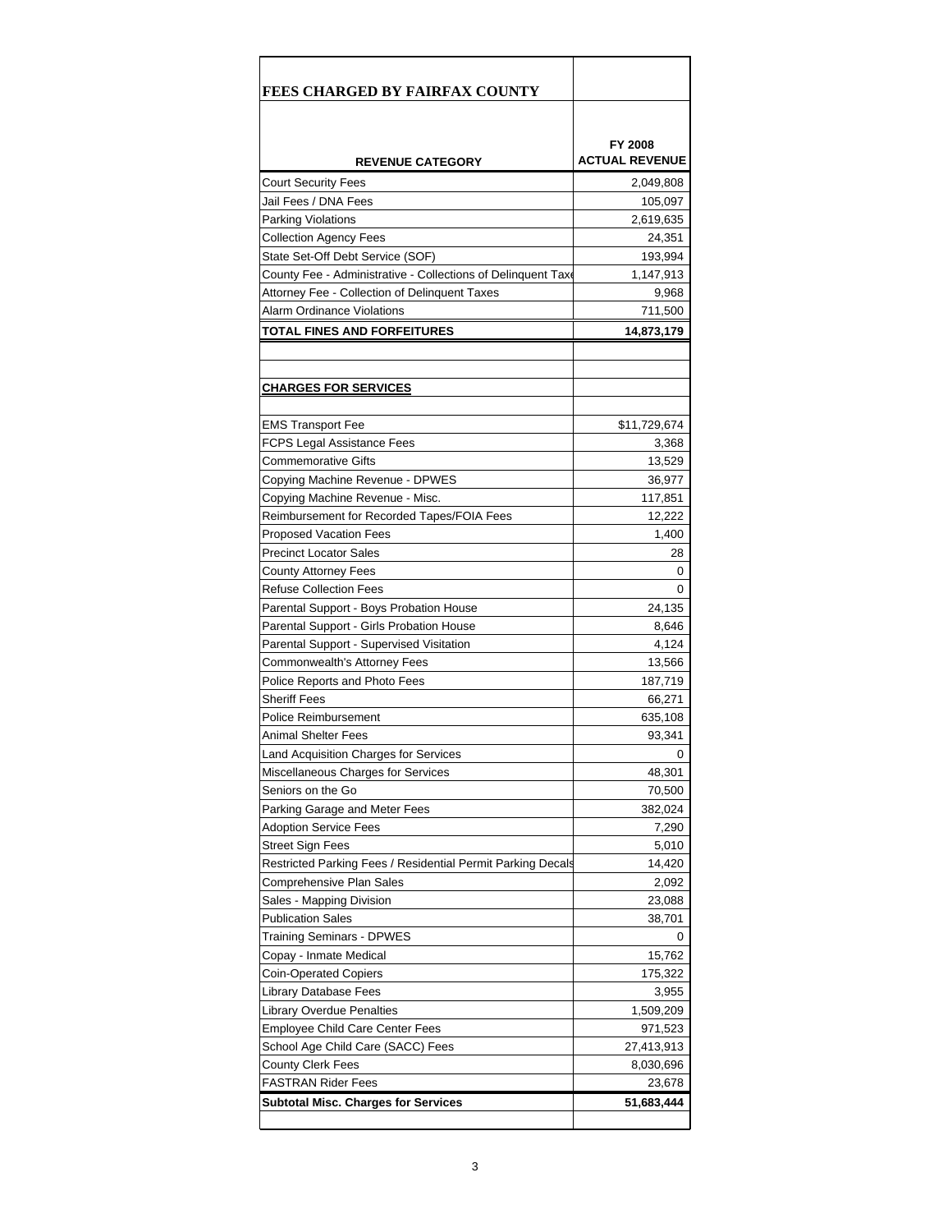# FEES CHARGED BY FAIRFAX COUNTY

| REVENUE CATEGORY | FY 2008 ACTUAL REVENUE |
|---|---|
| Court Security Fees | 2,049,808 |
| Jail Fees / DNA Fees | 105,097 |
| Parking Violations | 2,619,635 |
| Collection Agency Fees | 24,351 |
| State Set-Off Debt Service (SOF) | 193,994 |
| County Fee - Administrative - Collections of Delinquent Taxe | 1,147,913 |
| Attorney Fee - Collection of Delinquent Taxes | 9,968 |
| Alarm Ordinance Violations | 711,500 |
| **TOTAL FINES AND FORFEITURES** | **14,873,179** |
| | |
| | |
| **CHARGES FOR SERVICES** | |
| | |
| EMS Transport Fee | $11,729,674 |
| FCPS Legal Assistance Fees | 3,368 |
| Commemorative Gifts | 13,529 |
| Copying Machine Revenue - DPWES | 36,977 |
| Copying Machine Revenue - Misc. | 117,851 |
| Reimbursement for Recorded Tapes/FOIA Fees | 12,222 |
| Proposed Vacation Fees | 1,400 |
| Precinct Locator Sales | 28 |
| County Attorney Fees | 0 |
| Refuse Collection Fees | 0 |
| Parental Support - Boys Probation House | 24,135 |
| Parental Support - Girls Probation House | 8,646 |
| Parental Support - Supervised Visitation | 4,124 |
| Commonwealth's Attorney Fees | 13,566 |
| Police Reports and Photo Fees | 187,719 |
| Sheriff Fees | 66,271 |
| Police Reimbursement | 635,108 |
| Animal Shelter Fees | 93,341 |
| Land Acquisition Charges for Services | 0 |
| Miscellaneous Charges for Services | 48,301 |
| Seniors on the Go | 70,500 |
| Parking Garage and Meter Fees | 382,024 |
| Adoption Service Fees | 7,290 |
| Street Sign Fees | 5,010 |
| Restricted Parking Fees / Residential Permit Parking Decals | 14,420 |
| Comprehensive Plan Sales | 2,092 |
| Sales - Mapping Division | 23,088 |
| Publication Sales | 38,701 |
| Training Seminars - DPWES | 0 |
| Copay - Inmate Medical | 15,762 |
| Coin-Operated Copiers | 175,322 |
| Library Database Fees | 3,955 |
| Library Overdue Penalties | 1,509,209 |
| Employee Child Care Center Fees | 971,523 |
| School Age Child Care (SACC) Fees | 27,413,913 |
| County Clerk Fees | 8,030,696 |
| FASTRAN Rider Fees | 23,678 |
| **Subtotal Misc. Charges for Services** | **51,683,444** |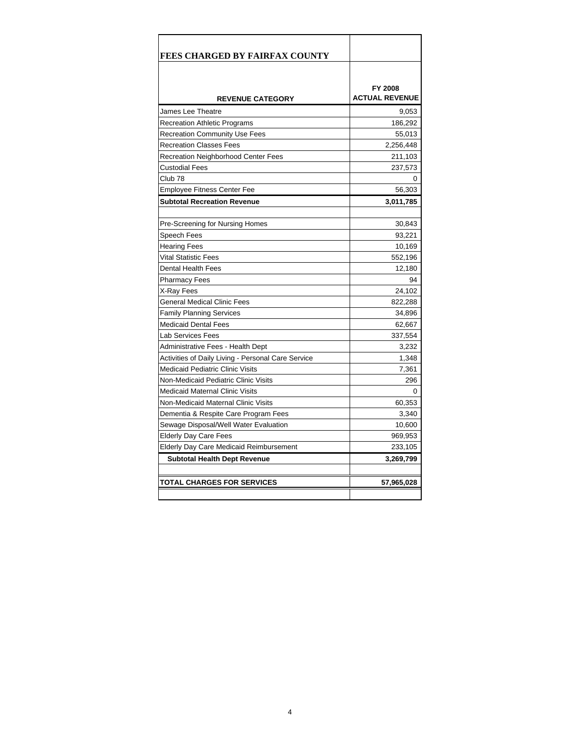| FEES CHARGED BY FAIRFAX COUNTY | |
|---|---|
| **REVENUE CATEGORY** | **FY 2008 ACTUAL REVENUE** |
| James Lee Theatre | 9,053 |
| Recreation Athletic Programs | 186,292 |
| Recreation Community Use Fees | 55,013 |
| Recreation Classes Fees | 2,256,448 |
| Recreation Neighborhood Center Fees | 211,103 |
| Custodial Fees | 237,573 |
| Club 78 | 0 |
| Employee Fitness Center Fee | 56,303 |
| **Subtotal Recreation Revenue** | **3,011,785** |
| | |
| Pre-Screening for Nursing Homes | 30,843 |
| Speech Fees | 93,221 |
| Hearing Fees | 10,169 |
| Vital Statistic Fees | 552,196 |
| Dental Health Fees | 12,180 |
| Pharmacy Fees | 94 |
| X-Ray Fees | 24,102 |
| General Medical Clinic Fees | 822,288 |
| Family Planning Services | 34,896 |
| Medicaid Dental Fees | 62,667 |
| Lab Services Fees | 337,554 |
| Administrative Fees - Health Dept | 3,232 |
| Activities of Daily Living - Personal Care Service | 1,348 |
| Medicaid Pediatric Clinic Visits | 7,361 |
| Non-Medicaid Pediatric Clinic Visits | 296 |
| Medicaid Maternal Clinic Visits | 0 |
| Non-Medicaid Maternal Clinic Visits | 60,353 |
| Dementia & Respite Care Program Fees | 3,340 |
| Sewage Disposal/Well Water Evaluation | 10,600 |
| Elderly Day Care Fees | 969,953 |
| Elderly Day Care Medicaid Reimbursement | 233,105 |
| **Subtotal Health Dept Revenue** | **3,269,799** |
| | |
| **TOTAL CHARGES FOR SERVICES** | **57,965,028** |